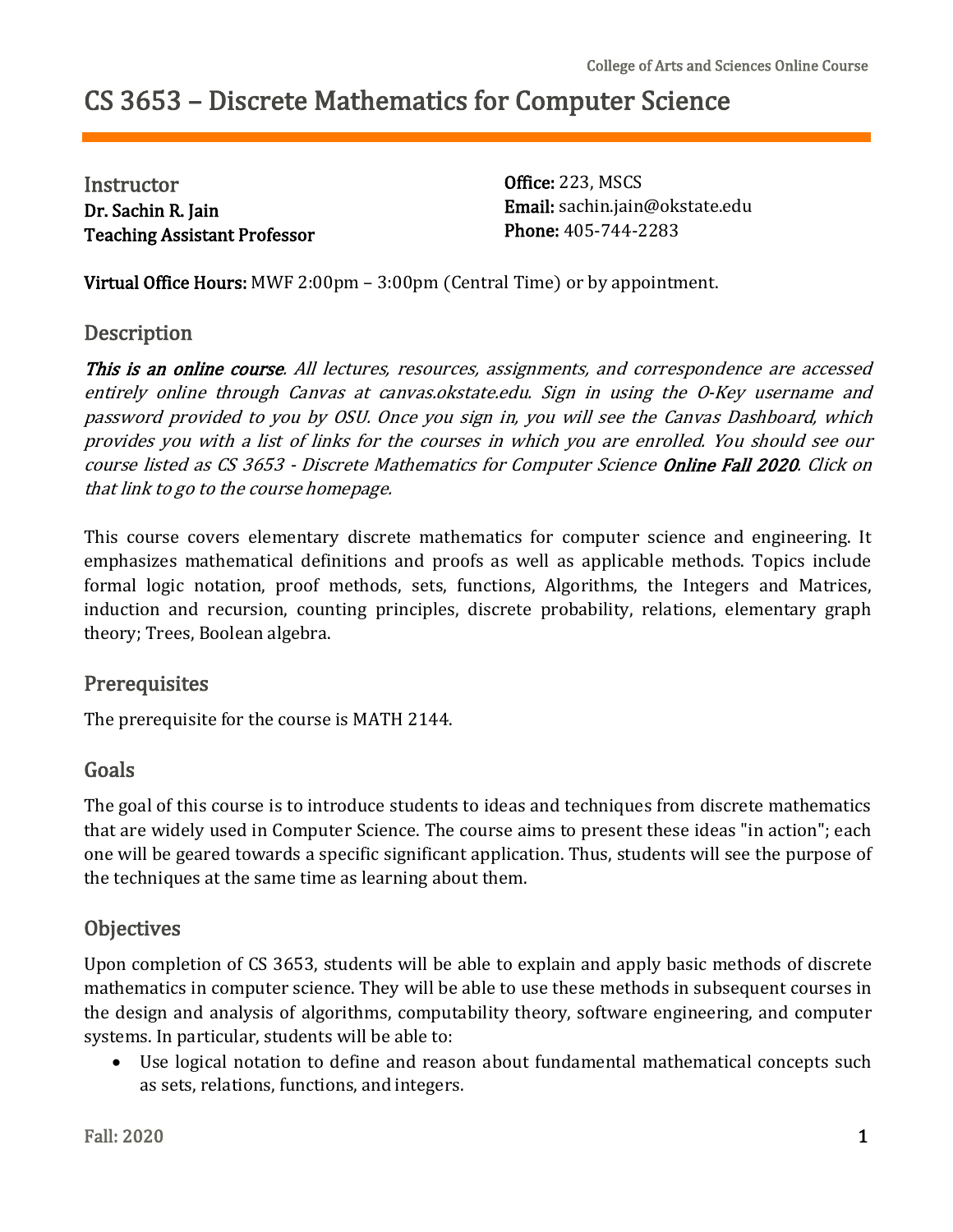College of Arts and Sciences Online Course

# CS 3653 – Discrete Mathematics for Computer Science

## Instructor

**Dr. Sachin R. Jain**
**Teaching Assistant Professor**

**Office:** 223, MSCS
**Email:** sachin.jain@okstate.edu
**Phone:** 405-744-2283

**Virtual Office Hours:** MWF 2:00pm – 3:00pm (Central Time) or by appointment.

## Description

***This is an online course****. All lectures, resources, assignments, and correspondence are accessed entirely online through Canvas at canvas.okstate.edu. Sign in using the O-Key username and password provided to you by OSU. Once you sign in, you will see the Canvas Dashboard, which provides you with a list of links for the courses in which you are enrolled. You should see our course listed as CS 3653 - Discrete Mathematics for Computer Science* ***Online Fall 2020****. Click on that link to go to the course homepage.*

This course covers elementary discrete mathematics for computer science and engineering. It emphasizes mathematical definitions and proofs as well as applicable methods. Topics include formal logic notation, proof methods, sets, functions, Algorithms, the Integers and Matrices, induction and recursion, counting principles, discrete probability, relations, elementary graph theory; Trees, Boolean algebra.

## Prerequisites

The prerequisite for the course is MATH 2144.

## Goals

The goal of this course is to introduce students to ideas and techniques from discrete mathematics that are widely used in Computer Science. The course aims to present these ideas "in action"; each one will be geared towards a specific significant application. Thus, students will see the purpose of the techniques at the same time as learning about them.

## Objectives

Upon completion of CS 3653, students will be able to explain and apply basic methods of discrete mathematics in computer science. They will be able to use these methods in subsequent courses in the design and analysis of algorithms, computability theory, software engineering, and computer systems. In particular, students will be able to:

- Use logical notation to define and reason about fundamental mathematical concepts such as sets, relations, functions, and integers.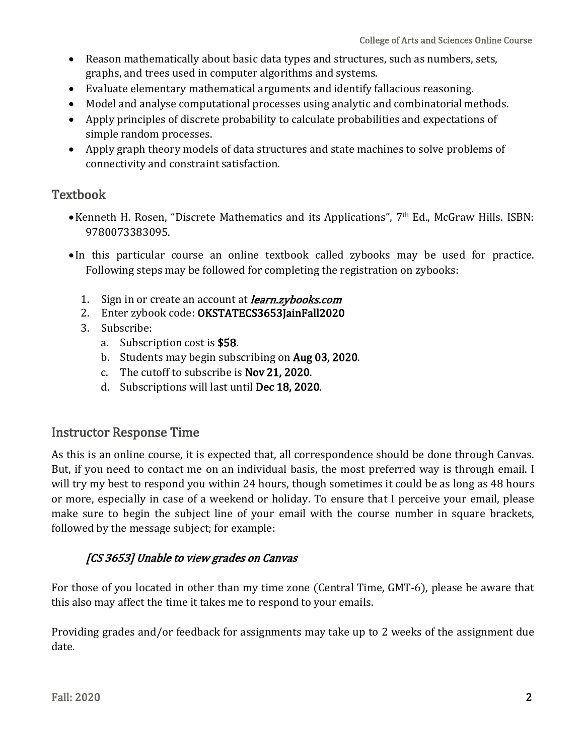- Reason mathematically about basic data types and structures, such as numbers, sets, graphs, and trees used in computer algorithms and systems.
- Evaluate elementary mathematical arguments and identify fallacious reasoning.
- Model and analyse computational processes using analytic and combinatorial methods.
- Apply principles of discrete probability to calculate probabilities and expectations of simple random processes.
- Apply graph theory models of data structures and state machines to solve problems of connectivity and constraint satisfaction.

## Textbook

- Kenneth H. Rosen, "Discrete Mathematics and its Applications", 7th Ed., McGraw Hills. ISBN: 9780073383095.
- In this particular course an online textbook called zybooks may be used for practice. Following steps may be followed for completing the registration on zybooks:

  1. Sign in or create an account at *learn.zybooks.com*
  2. Enter zybook code: **OKSTATECS3653JainFall2020**
  3. Subscribe:
     a. Subscription cost is **$58**.
     b. Students may begin subscribing on **Aug 03, 2020**.
     c. The cutoff to subscribe is **Nov 21, 2020**.
     d. Subscriptions will last until **Dec 18, 2020**.

## Instructor Response Time

As this is an online course, it is expected that, all correspondence should be done through Canvas. But, if you need to contact me on an individual basis, the most preferred way is through email. I will try my best to respond you within 24 hours, though sometimes it could be as long as 48 hours or more, especially in case of a weekend or holiday. To ensure that I perceive your email, please make sure to begin the subject line of your email with the course number in square brackets, followed by the message subject; for example:

*[CS 3653] Unable to view grades on Canvas*

For those of you located in other than my time zone (Central Time, GMT-6), please be aware that this also may affect the time it takes me to respond to your emails.

Providing grades and/or feedback for assignments may take up to 2 weeks of the assignment due date.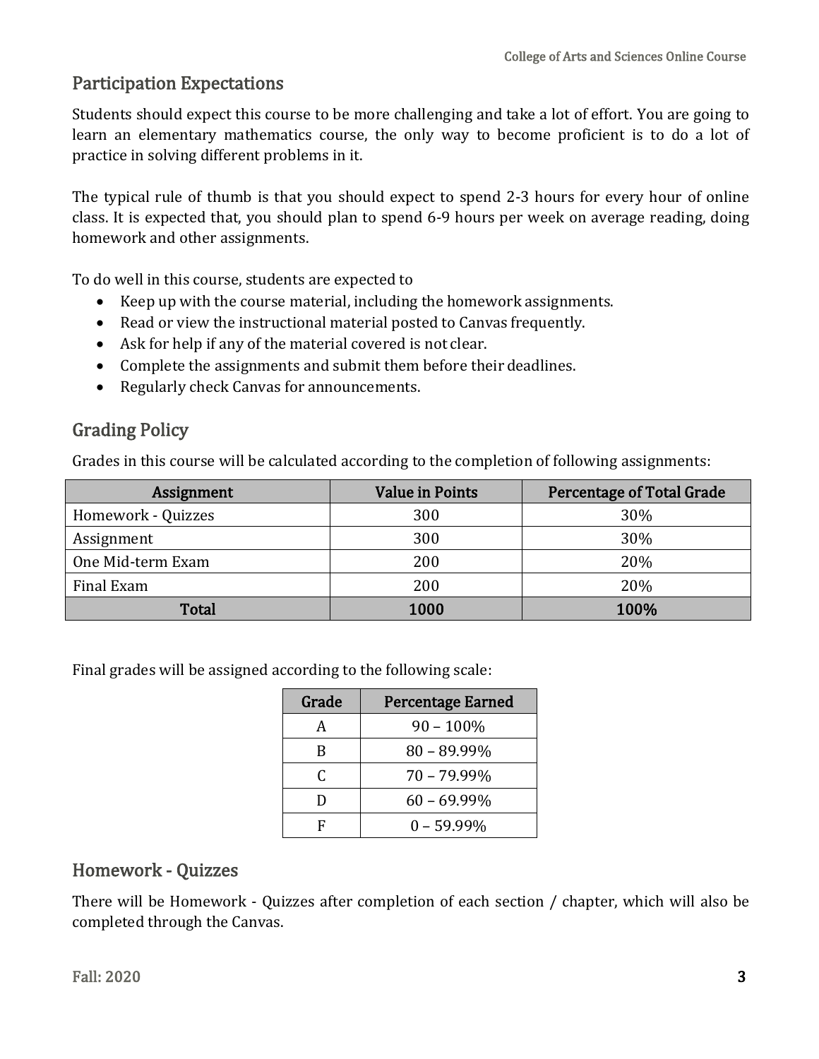## Participation Expectations

Students should expect this course to be more challenging and take a lot of effort. You are going to learn an elementary mathematics course, the only way to become proficient is to do a lot of practice in solving different problems in it.

The typical rule of thumb is that you should expect to spend 2-3 hours for every hour of online class. It is expected that, you should plan to spend 6-9 hours per week on average reading, doing homework and other assignments.

To do well in this course, students are expected to

- Keep up with the course material, including the homework assignments.
- Read or view the instructional material posted to Canvas frequently.
- Ask for help if any of the material covered is not clear.
- Complete the assignments and submit them before their deadlines.
- Regularly check Canvas for announcements.

## Grading Policy

Grades in this course will be calculated according to the completion of following assignments:

| Assignment | Value in Points | Percentage of Total Grade |
|---|---|---|
| Homework - Quizzes | 300 | 30% |
| Assignment | 300 | 30% |
| One Mid-term Exam | 200 | 20% |
| Final Exam | 200 | 20% |
| **Total** | **1000** | **100%** |

Final grades will be assigned according to the following scale:

| Grade | Percentage Earned |
|---|---|
| A | 90 – 100% |
| B | 80 – 89.99% |
| C | 70 – 79.99% |
| D | 60 – 69.99% |
| F | 0 – 59.99% |

## Homework - Quizzes

There will be Homework - Quizzes after completion of each section / chapter, which will also be completed through the Canvas.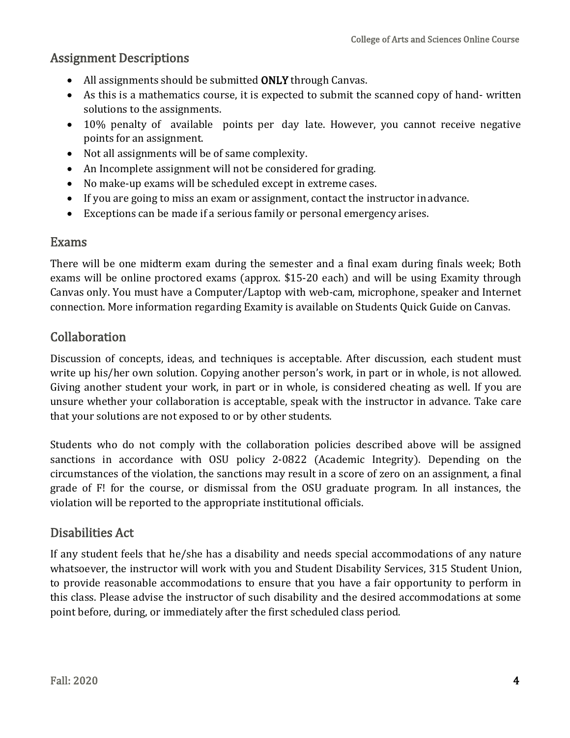## Assignment Descriptions

- All assignments should be submitted **ONLY** through Canvas.
- As this is a mathematics course, it is expected to submit the scanned copy of hand- written solutions to the assignments.
- 10% penalty of available points per day late. However, you cannot receive negative points for an assignment.
- Not all assignments will be of same complexity.
- An Incomplete assignment will not be considered for grading.
- No make-up exams will be scheduled except in extreme cases.
- If you are going to miss an exam or assignment, contact the instructor in advance.
- Exceptions can be made if a serious family or personal emergency arises.

## Exams

There will be one midterm exam during the semester and a final exam during finals week; Both exams will be online proctored exams (approx. $15-20 each) and will be using Examity through Canvas only. You must have a Computer/Laptop with web-cam, microphone, speaker and Internet connection. More information regarding Examity is available on Students Quick Guide on Canvas.

## Collaboration

Discussion of concepts, ideas, and techniques is acceptable. After discussion, each student must write up his/her own solution. Copying another person's work, in part or in whole, is not allowed. Giving another student your work, in part or in whole, is considered cheating as well. If you are unsure whether your collaboration is acceptable, speak with the instructor in advance. Take care that your solutions are not exposed to or by other students.

Students who do not comply with the collaboration policies described above will be assigned sanctions in accordance with OSU policy 2-0822 (Academic Integrity). Depending on the circumstances of the violation, the sanctions may result in a score of zero on an assignment, a final grade of F! for the course, or dismissal from the OSU graduate program. In all instances, the violation will be reported to the appropriate institutional officials.

## Disabilities Act

If any student feels that he/she has a disability and needs special accommodations of any nature whatsoever, the instructor will work with you and Student Disability Services, 315 Student Union, to provide reasonable accommodations to ensure that you have a fair opportunity to perform in this class. Please advise the instructor of such disability and the desired accommodations at some point before, during, or immediately after the first scheduled class period.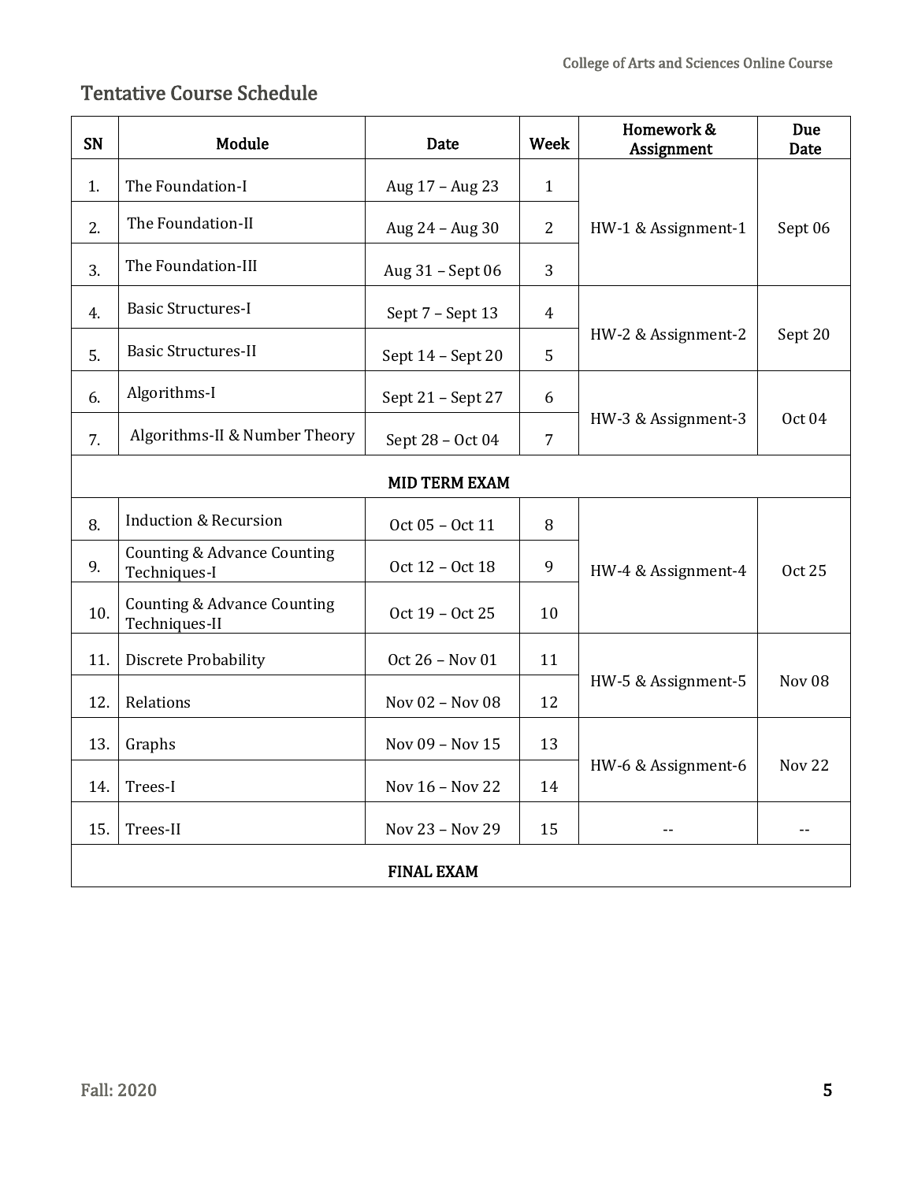## Tentative Course Schedule

| SN | Module | Date | Week | Homework & Assignment | Due Date |
|---|---|---|---|---|---|
| 1. | The Foundation-I | Aug 17 – Aug 23 | 1 | HW-1 & Assignment-1 | Sept 06 |
| 2. | The Foundation-II | Aug 24 – Aug 30 | 2 | | |
| 3. | The Foundation-III | Aug 31 – Sept 06 | 3 | | |
| 4. | Basic Structures-I | Sept 7 – Sept 13 | 4 | HW-2 & Assignment-2 | Sept 20 |
| 5. | Basic Structures-II | Sept 14 – Sept 20 | 5 | | |
| 6. | Algorithms-I | Sept 21 – Sept 27 | 6 | HW-3 & Assignment-3 | Oct 04 |
| 7. | Algorithms-II & Number Theory | Sept 28 – Oct 04 | 7 | | |
| | **MID TERM EXAM** | | | | |
| 8. | Induction & Recursion | Oct 05 – Oct 11 | 8 | HW-4 & Assignment-4 | Oct 25 |
| 9. | Counting & Advance Counting Techniques-I | Oct 12 – Oct 18 | 9 | | |
| 10. | Counting & Advance Counting Techniques-II | Oct 19 – Oct 25 | 10 | | |
| 11. | Discrete Probability | Oct 26 – Nov 01 | 11 | HW-5 & Assignment-5 | Nov 08 |
| 12. | Relations | Nov 02 – Nov 08 | 12 | | |
| 13. | Graphs | Nov 09 – Nov 15 | 13 | HW-6 & Assignment-6 | Nov 22 |
| 14. | Trees-I | Nov 16 – Nov 22 | 14 | | |
| 15. | Trees-II | Nov 23 – Nov 29 | 15 | -- | -- |
| | **FINAL EXAM** | | | | |